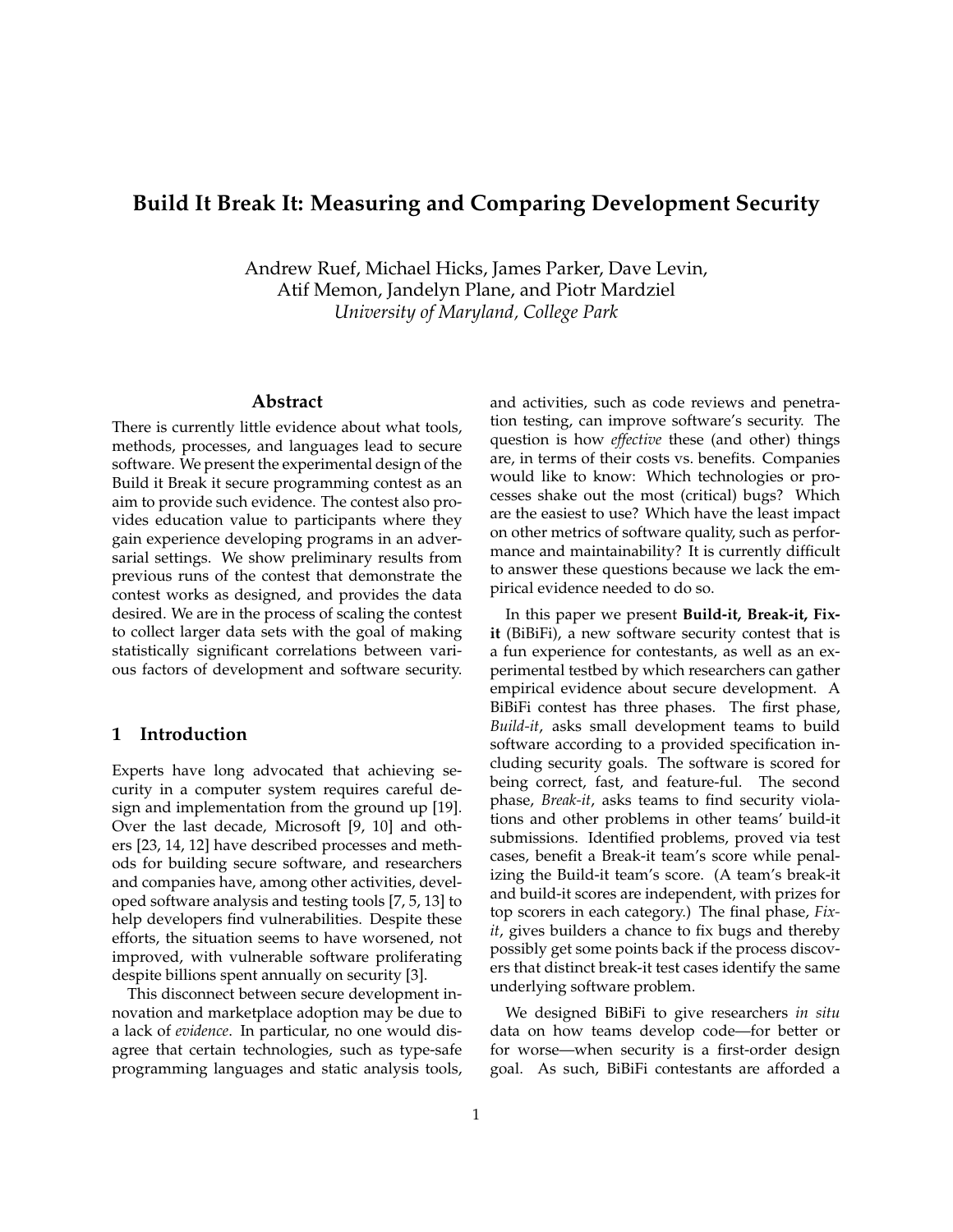# Build It Break It: Measuring and Comparing Development Security

Andrew Ruef, Michael Hicks, James Parker, Dave Levin, Atif Memon, Jandelyn Plane, and Piotr Mardziel

*University of Maryland, College Park*

## Abstract

There is currently little evidence about what tools, methods, processes, and languages lead to secure software. We present the experimental design of the Build it Break it secure programming contest as an aim to provide such evidence. The contest also provides education value to participants where they gain experience developing programs in an adversarial settings. We show preliminary results from previous runs of the contest that demonstrate the contest works as designed, and provides the data desired. We are in the process of scaling the contest to collect larger data sets with the goal of making statistically significant correlations between various factors of development and software security.

## 1 Introduction

Experts have long advocated that achieving security in a computer system requires careful design and implementation from the ground up [19]. Over the last decade, Microsoft [9, 10] and others [23, 14, 12] have described processes and methods for building secure software, and researchers and companies have, among other activities, developed software analysis and testing tools [7, 5, 13] to help developers find vulnerabilities. Despite these efforts, the situation seems to have worsened, not improved, with vulnerable software proliferating despite billions spent annually on security [3].

This disconnect between secure development innovation and marketplace adoption may be due to a lack of *evidence*. In particular, no one would disagree that certain technologies, such as type-safe programming languages and static analysis tools, and activities, such as code reviews and penetration testing, can improve software's security. The question is how *effective* these (and other) things are, in terms of their costs vs. benefits. Companies would like to know: Which technologies or processes shake out the most (critical) bugs? Which are the easiest to use? Which have the least impact on other metrics of software quality, such as performance and maintainability? It is currently difficult to answer these questions because we lack the empirical evidence needed to do so.

In this paper we present **Build-it, Break-it, Fix-it** (BiBiFi), a new software security contest that is a fun experience for contestants, as well as an experimental testbed by which researchers can gather empirical evidence about secure development. A BiBiFi contest has three phases. The first phase, *Build-it*, asks small development teams to build software according to a provided specification including security goals. The software is scored for being correct, fast, and feature-ful. The second phase, *Break-it*, asks teams to find security violations and other problems in other teams' build-it submissions. Identified problems, proved via test cases, benefit a Break-it team's score while penalizing the Build-it team's score. (A team's break-it and build-it scores are independent, with prizes for top scorers in each category.) The final phase, *Fix-it*, gives builders a chance to fix bugs and thereby possibly get some points back if the process discovers that distinct break-it test cases identify the same underlying software problem.

We designed BiBiFi to give researchers *in situ* data on how teams develop code—for better or for worse—when security is a first-order design goal. As such, BiBiFi contestants are afforded a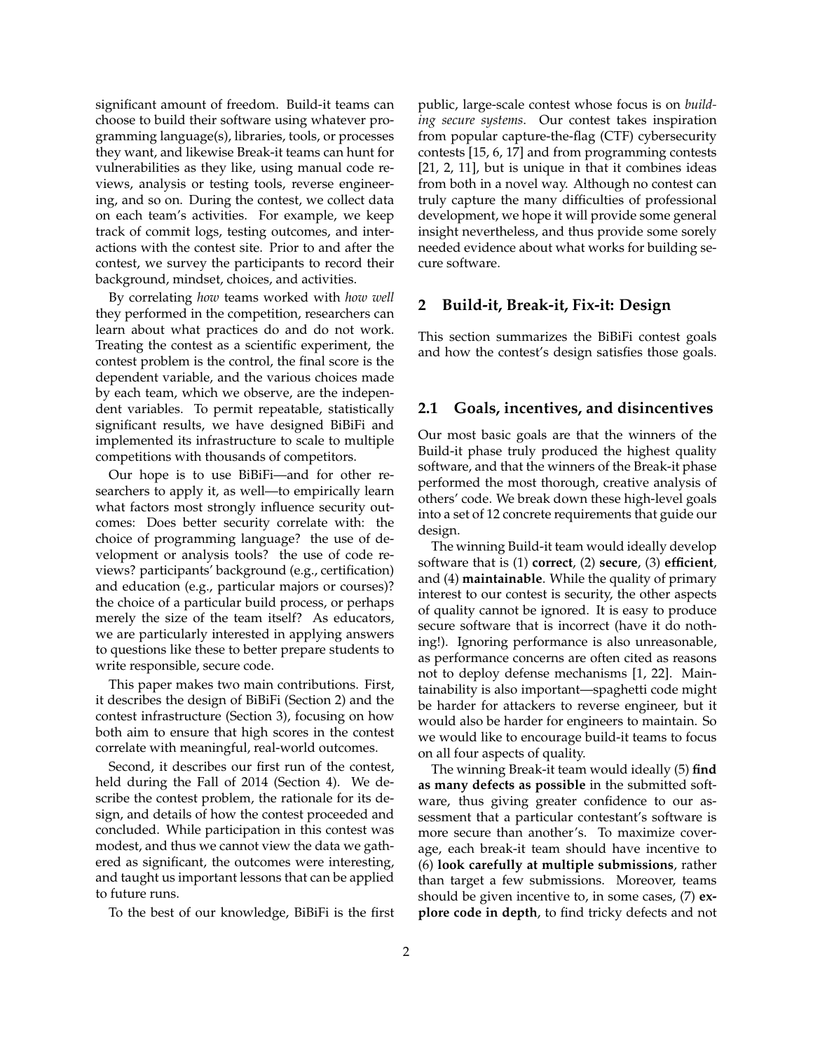significant amount of freedom. Build-it teams can choose to build their software using whatever programming language(s), libraries, tools, or processes they want, and likewise Break-it teams can hunt for vulnerabilities as they like, using manual code reviews, analysis or testing tools, reverse engineering, and so on. During the contest, we collect data on each team's activities. For example, we keep track of commit logs, testing outcomes, and interactions with the contest site. Prior to and after the contest, we survey the participants to record their background, mindset, choices, and activities.

By correlating *how* teams worked with *how well* they performed in the competition, researchers can learn about what practices do and do not work. Treating the contest as a scientific experiment, the contest problem is the control, the final score is the dependent variable, and the various choices made by each team, which we observe, are the independent variables. To permit repeatable, statistically significant results, we have designed BiBiFi and implemented its infrastructure to scale to multiple competitions with thousands of competitors.

Our hope is to use BiBiFi—and for other researchers to apply it, as well—to empirically learn what factors most strongly influence security outcomes: Does better security correlate with: the choice of programming language? the use of development or analysis tools? the use of code reviews? participants' background (e.g., certification) and education (e.g., particular majors or courses)? the choice of a particular build process, or perhaps merely the size of the team itself? As educators, we are particularly interested in applying answers to questions like these to better prepare students to write responsible, secure code.

This paper makes two main contributions. First, it describes the design of BiBiFi (Section 2) and the contest infrastructure (Section 3), focusing on how both aim to ensure that high scores in the contest correlate with meaningful, real-world outcomes.

Second, it describes our first run of the contest, held during the Fall of 2014 (Section 4). We describe the contest problem, the rationale for its design, and details of how the contest proceeded and concluded. While participation in this contest was modest, and thus we cannot view the data we gathered as significant, the outcomes were interesting, and taught us important lessons that can be applied to future runs.

To the best of our knowledge, BiBiFi is the first public, large-scale contest whose focus is on *building secure systems*. Our contest takes inspiration from popular capture-the-flag (CTF) cybersecurity contests [15, 6, 17] and from programming contests [21, 2, 11], but is unique in that it combines ideas from both in a novel way. Although no contest can truly capture the many difficulties of professional development, we hope it will provide some general insight nevertheless, and thus provide some sorely needed evidence about what works for building secure software.

## 2 Build-it, Break-it, Fix-it: Design

This section summarizes the BiBiFi contest goals and how the contest's design satisfies those goals.

### 2.1 Goals, incentives, and disincentives

Our most basic goals are that the winners of the Build-it phase truly produced the highest quality software, and that the winners of the Break-it phase performed the most thorough, creative analysis of others' code. We break down these high-level goals into a set of 12 concrete requirements that guide our design.

The winning Build-it team would ideally develop software that is (1) **correct**, (2) **secure**, (3) **efficient**, and (4) **maintainable**. While the quality of primary interest to our contest is security, the other aspects of quality cannot be ignored. It is easy to produce secure software that is incorrect (have it do nothing!). Ignoring performance is also unreasonable, as performance concerns are often cited as reasons not to deploy defense mechanisms [1, 22]. Maintainability is also important—spaghetti code might be harder for attackers to reverse engineer, but it would also be harder for engineers to maintain. So we would like to encourage build-it teams to focus on all four aspects of quality.

The winning Break-it team would ideally (5) **find as many defects as possible** in the submitted software, thus giving greater confidence to our assessment that a particular contestant's software is more secure than another's. To maximize coverage, each break-it team should have incentive to (6) **look carefully at multiple submissions**, rather than target a few submissions. Moreover, teams should be given incentive to, in some cases, (7) **explore code in depth**, to find tricky defects and not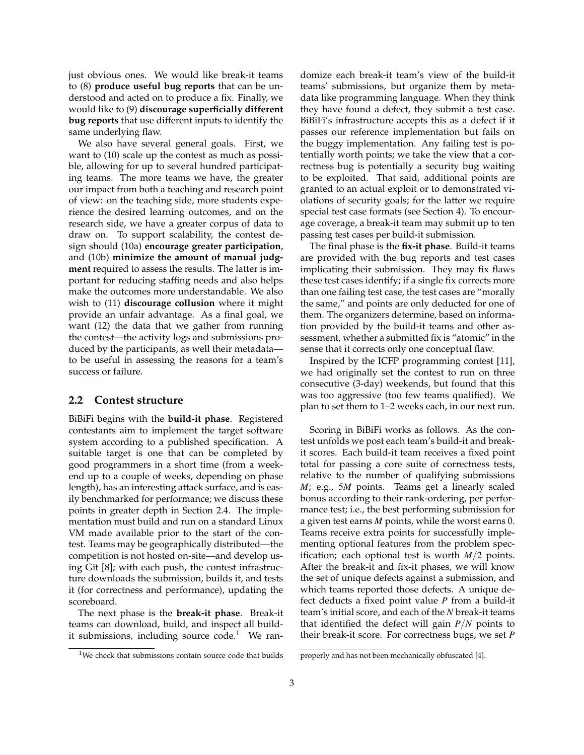just obvious ones. We would like break-it teams to (8) **produce useful bug reports** that can be understood and acted on to produce a fix. Finally, we would like to (9) **discourage superficially different bug reports** that use different inputs to identify the same underlying flaw.

We also have several general goals. First, we want to (10) scale up the contest as much as possible, allowing for up to several hundred participating teams. The more teams we have, the greater our impact from both a teaching and research point of view: on the teaching side, more students experience the desired learning outcomes, and on the research side, we have a greater corpus of data to draw on. To support scalability, the contest design should (10a) **encourage greater participation**, and (10b) **minimize the amount of manual judgment** required to assess the results. The latter is important for reducing staffing needs and also helps make the outcomes more understandable. We also wish to (11) **discourage collusion** where it might provide an unfair advantage. As a final goal, we want (12) the data that we gather from running the contest—the activity logs and submissions produced by the participants, as well their metadata—to be useful in assessing the reasons for a team's success or failure.

## 2.2 Contest structure

BiBiFi begins with the **build-it phase**. Registered contestants aim to implement the target software system according to a published specification. A suitable target is one that can be completed by good programmers in a short time (from a weekend up to a couple of weeks, depending on phase length), has an interesting attack surface, and is easily benchmarked for performance; we discuss these points in greater depth in Section 2.4. The implementation must build and run on a standard Linux VM made available prior to the start of the contest. Teams may be geographically distributed—the competition is not hosted on-site—and develop using Git [8]; with each push, the contest infrastructure downloads the submission, builds it, and tests it (for correctness and performance), updating the scoreboard.

The next phase is the **break-it phase**. Break-it teams can download, build, and inspect all build-it submissions, including source code.[1] We randomize each break-it team's view of the build-it teams' submissions, but organize them by metadata like programming language. When they think they have found a defect, they submit a test case. BiBiFi's infrastructure accepts this as a defect if it passes our reference implementation but fails on the buggy implementation. Any failing test is potentially worth points; we take the view that a correctness bug is potentially a security bug waiting to be exploited. That said, additional points are granted to an actual exploit or to demonstrated violations of security goals; for the latter we require special test case formats (see Section 4). To encourage coverage, a break-it team may submit up to ten passing test cases per build-it submission.

The final phase is the **fix-it phase**. Build-it teams are provided with the bug reports and test cases implicating their submission. They may fix flaws these test cases identify; if a single fix corrects more than one failing test case, the test cases are "morally the same," and points are only deducted for one of them. The organizers determine, based on information provided by the build-it teams and other assessment, whether a submitted fix is "atomic" in the sense that it corrects only one conceptual flaw.

Inspired by the ICFP programming contest [11], we had originally set the contest to run on three consecutive (3-day) weekends, but found that this was too aggressive (too few teams qualified). We plan to set them to 1–2 weeks each, in our next run.

Scoring in BiBiFi works as follows. As the contest unfolds we post each team's build-it and break-it scores. Each build-it team receives a fixed point total for passing a core suite of correctness tests, relative to the number of qualifying submissions $M$; e.g., $5M$ points. Teams get a linearly scaled bonus according to their rank-ordering, per performance test; i.e., the best performing submission for a given test earns $M$ points, while the worst earns 0. Teams receive extra points for successfully implementing optional features from the problem specification; each optional test is worth $M/2$ points. After the break-it and fix-it phases, we will know the set of unique defects against a submission, and which teams reported those defects. A unique defect deducts a fixed point value $P$ from a build-it team's initial score, and each of the $N$ break-it teams that identified the defect will gain $P/N$ points to their break-it score. For correctness bugs, we set $P$

[1] We check that submissions contain source code that builds properly and has not been mechanically obfuscated [4].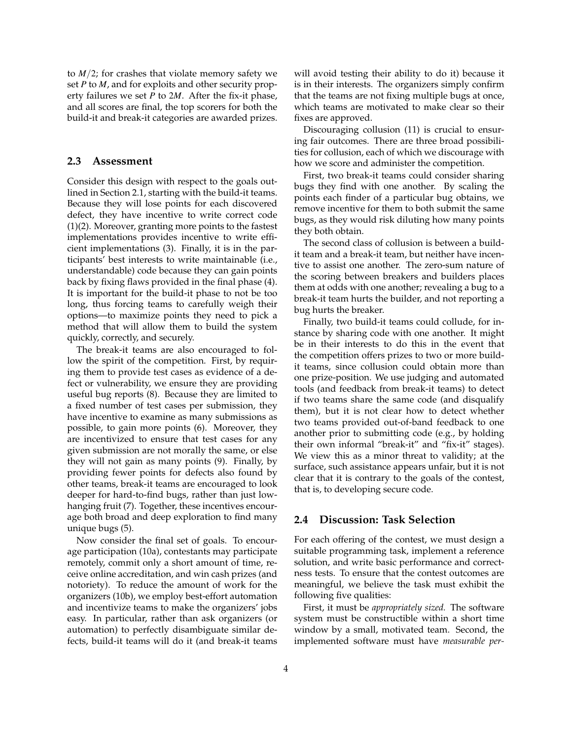to $M/2$; for crashes that violate memory safety we set $P$ to $M$, and for exploits and other security property failures we set $P$ to $2M$. After the fix-it phase, and all scores are final, the top scorers for both the build-it and break-it categories are awarded prizes.

## 2.3 Assessment

Consider this design with respect to the goals outlined in Section 2.1, starting with the build-it teams. Because they will lose points for each discovered defect, they have incentive to write correct code (1)(2). Moreover, granting more points to the fastest implementations provides incentive to write efficient implementations (3). Finally, it is in the participants' best interests to write maintainable (i.e., understandable) code because they can gain points back by fixing flaws provided in the final phase (4). It is important for the build-it phase to not be too long, thus forcing teams to carefully weigh their options—to maximize points they need to pick a method that will allow them to build the system quickly, correctly, and securely.

The break-it teams are also encouraged to follow the spirit of the competition. First, by requiring them to provide test cases as evidence of a defect or vulnerability, we ensure they are providing useful bug reports (8). Because they are limited to a fixed number of test cases per submission, they have incentive to examine as many submissions as possible, to gain more points (6). Moreover, they are incentivized to ensure that test cases for any given submission are not morally the same, or else they will not gain as many points (9). Finally, by providing fewer points for defects also found by other teams, break-it teams are encouraged to look deeper for hard-to-find bugs, rather than just low-hanging fruit (7). Together, these incentives encourage both broad and deep exploration to find many unique bugs (5).

Now consider the final set of goals. To encourage participation (10a), contestants may participate remotely, commit only a short amount of time, receive online accreditation, and win cash prizes (and notoriety). To reduce the amount of work for the organizers (10b), we employ best-effort automation and incentivize teams to make the organizers' jobs easy. In particular, rather than ask organizers (or automation) to perfectly disambiguate similar defects, build-it teams will do it (and break-it teams will avoid testing their ability to do it) because it is in their interests. The organizers simply confirm that the teams are not fixing multiple bugs at once, which teams are motivated to make clear so their fixes are approved.

Discouraging collusion (11) is crucial to ensuring fair outcomes. There are three broad possibilities for collusion, each of which we discourage with how we score and administer the competition.

First, two break-it teams could consider sharing bugs they find with one another. By scaling the points each finder of a particular bug obtains, we remove incentive for them to both submit the same bugs, as they would risk diluting how many points they both obtain.

The second class of collusion is between a build-it team and a break-it team, but neither have incentive to assist one another. The zero-sum nature of the scoring between breakers and builders places them at odds with one another; revealing a bug to a break-it team hurts the builder, and not reporting a bug hurts the breaker.

Finally, two build-it teams could collude, for instance by sharing code with one another. It might be in their interests to do this in the event that the competition offers prizes to two or more build-it teams, since collusion could obtain more than one prize-position. We use judging and automated tools (and feedback from break-it teams) to detect if two teams share the same code (and disqualify them), but it is not clear how to detect whether two teams provided out-of-band feedback to one another prior to submitting code (e.g., by holding their own informal "break-it" and "fix-it" stages). We view this as a minor threat to validity; at the surface, such assistance appears unfair, but it is not clear that it is contrary to the goals of the contest, that is, to developing secure code.

## 2.4 Discussion: Task Selection

For each offering of the contest, we must design a suitable programming task, implement a reference solution, and write basic performance and correctness tests. To ensure that the contest outcomes are meaningful, we believe the task must exhibit the following five qualities:

First, it must be *appropriately sized.* The software system must be constructible within a short time window by a small, motivated team. Second, the implemented software must have *measurable per-*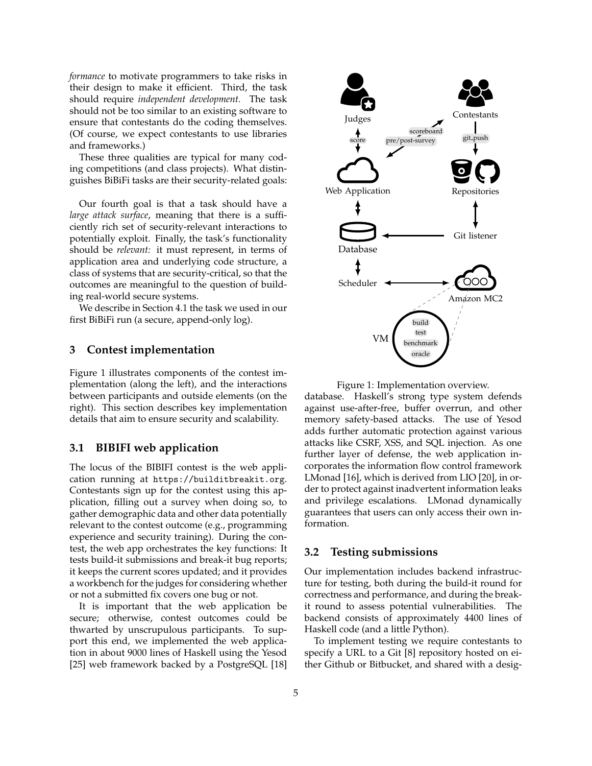*formance* to motivate programmers to take risks in their design to make it efficient. Third, the task should require *independent development.* The task should not be too similar to an existing software to ensure that contestants do the coding themselves. (Of course, we expect contestants to use libraries and frameworks.)

These three qualities are typical for many coding competitions (and class projects). What distinguishes BiBiFi tasks are their security-related goals:

Our fourth goal is that a task should have a *large attack surface*, meaning that there is a sufficiently rich set of security-relevant interactions to potentially exploit. Finally, the task's functionality should be *relevant:* it must represent, in terms of application area and underlying code structure, a class of systems that are security-critical, so that the outcomes are meaningful to the question of building real-world secure systems.

We describe in Section 4.1 the task we used in our first BiBiFi run (a secure, append-only log).

## 3 Contest implementation

Figure 1 illustrates components of the contest implementation (along the left), and the interactions between participants and outside elements (on the right). This section describes key implementation details that aim to ensure security and scalability.

### 3.1 BIBIFI web application

The locus of the BIBIFI contest is the web application running at https://builditbreakit.org. Contestants sign up for the contest using this application, filling out a survey when doing so, to gather demographic data and other data potentially relevant to the contest outcome (e.g., programming experience and security training). During the contest, the web app orchestrates the key functions: It tests build-it submissions and break-it bug reports; it keeps the current scores updated; and it provides a workbench for the judges for considering whether or not a submitted fix covers one bug or not.

It is important that the web application be secure; otherwise, contest outcomes could be thwarted by unscrupulous participants. To support this end, we implemented the web application in about 9000 lines of Haskell using the Yesod [25] web framework backed by a PostgreSQL [18] database. Haskell's strong type system defends against use-after-free, buffer overrun, and other memory safety-based attacks. The use of Yesod adds further automatic protection against various attacks like CSRF, XSS, and SQL injection. As one further layer of defense, the web application incorporates the information flow control framework LMonad [16], which is derived from LIO [20], in order to protect against inadvertent information leaks and privilege escalations. LMonad dynamically guarantees that users can only access their own information.

Figure 1: Implementation overview.

### 3.2 Testing submissions

Our implementation includes backend infrastructure for testing, both during the build-it round for correctness and performance, and during the break-it round to assess potential vulnerabilities. The backend consists of approximately 4400 lines of Haskell code (and a little Python).

To implement testing we require contestants to specify a URL to a Git [8] repository hosted on either Github or Bitbucket, and shared with a desig-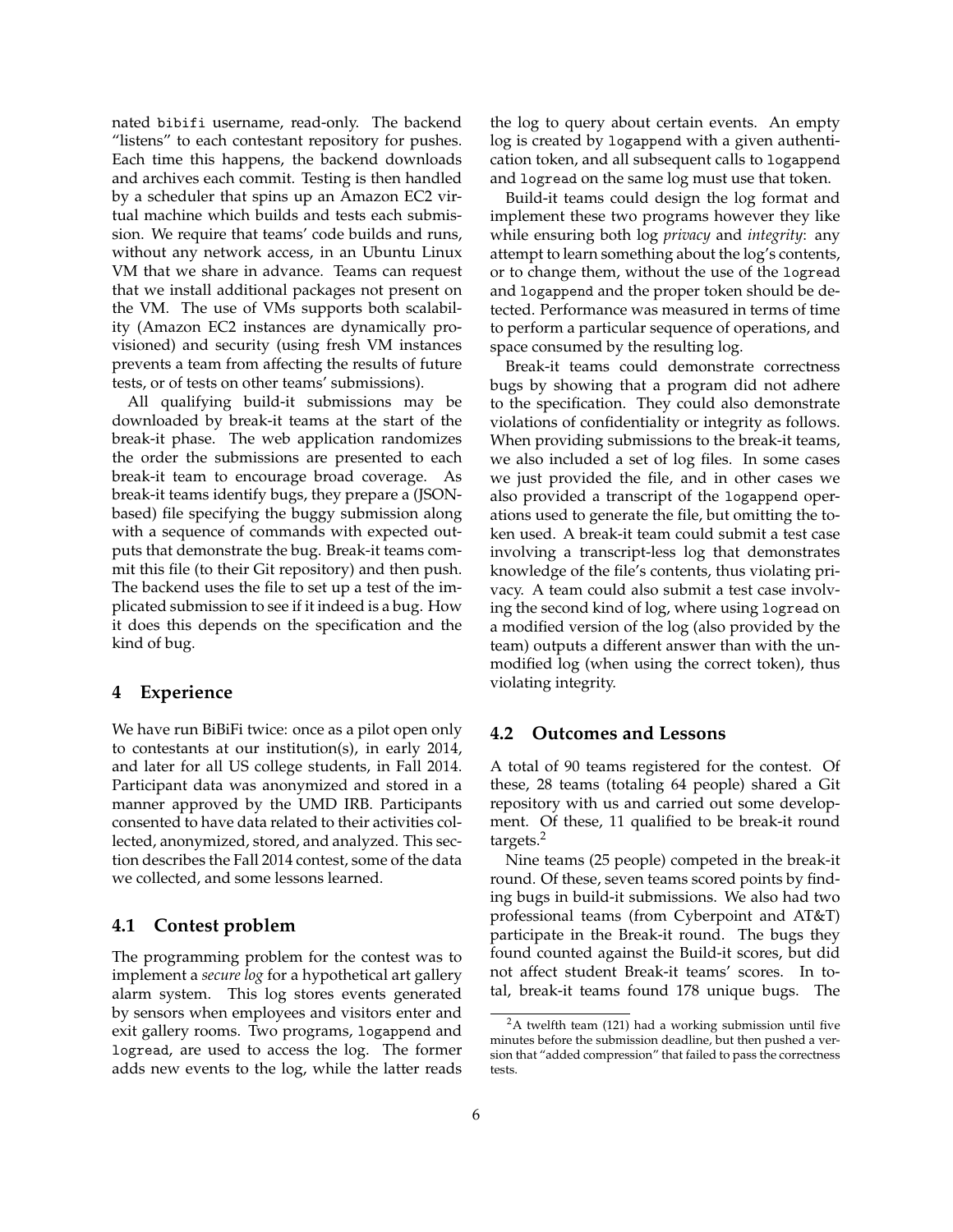nated bibifi username, read-only. The backend "listens" to each contestant repository for pushes. Each time this happens, the backend downloads and archives each commit. Testing is then handled by a scheduler that spins up an Amazon EC2 virtual machine which builds and tests each submission. We require that teams' code builds and runs, without any network access, in an Ubuntu Linux VM that we share in advance. Teams can request that we install additional packages not present on the VM. The use of VMs supports both scalability (Amazon EC2 instances are dynamically provisioned) and security (using fresh VM instances prevents a team from affecting the results of future tests, or of tests on other teams' submissions).

All qualifying build-it submissions may be downloaded by break-it teams at the start of the break-it phase. The web application randomizes the order the submissions are presented to each break-it team to encourage broad coverage. As break-it teams identify bugs, they prepare a (JSON-based) file specifying the buggy submission along with a sequence of commands with expected outputs that demonstrate the bug. Break-it teams commit this file (to their Git repository) and then push. The backend uses the file to set up a test of the implicated submission to see if it indeed is a bug. How it does this depends on the specification and the kind of bug.

## 4 Experience

We have run BiBiFi twice: once as a pilot open only to contestants at our institution(s), in early 2014, and later for all US college students, in Fall 2014. Participant data was anonymized and stored in a manner approved by the UMD IRB. Participants consented to have data related to their activities collected, anonymized, stored, and analyzed. This section describes the Fall 2014 contest, some of the data we collected, and some lessons learned.

### 4.1 Contest problem

The programming problem for the contest was to implement a *secure log* for a hypothetical art gallery alarm system. This log stores events generated by sensors when employees and visitors enter and exit gallery rooms. Two programs, logappend and logread, are used to access the log. The former adds new events to the log, while the latter reads the log to query about certain events. An empty log is created by logappend with a given authentication token, and all subsequent calls to logappend and logread on the same log must use that token.

Build-it teams could design the log format and implement these two programs however they like while ensuring both log *privacy* and *integrity*: any attempt to learn something about the log's contents, or to change them, without the use of the logread and logappend and the proper token should be detected. Performance was measured in terms of time to perform a particular sequence of operations, and space consumed by the resulting log.

Break-it teams could demonstrate correctness bugs by showing that a program did not adhere to the specification. They could also demonstrate violations of confidentiality or integrity as follows. When providing submissions to the break-it teams, we also included a set of log files. In some cases we just provided the file, and in other cases we also provided a transcript of the logappend operations used to generate the file, but omitting the token used. A break-it team could submit a test case involving a transcript-less log that demonstrates knowledge of the file's contents, thus violating privacy. A team could also submit a test case involving the second kind of log, where using logread on a modified version of the log (also provided by the team) outputs a different answer than with the unmodified log (when using the correct token), thus violating integrity.

### 4.2 Outcomes and Lessons

A total of 90 teams registered for the contest. Of these, 28 teams (totaling 64 people) shared a Git repository with us and carried out some development. Of these, 11 qualified to be break-it round targets.[2]

Nine teams (25 people) competed in the break-it round. Of these, seven teams scored points by finding bugs in build-it submissions. We also had two professional teams (from Cyberpoint and AT&T) participate in the Break-it round. The bugs they found counted against the Build-it scores, but did not affect student Break-it teams' scores. In total, break-it teams found 178 unique bugs. The

[2] A twelfth team (121) had a working submission until five minutes before the submission deadline, but then pushed a version that "added compression" that failed to pass the correctness tests.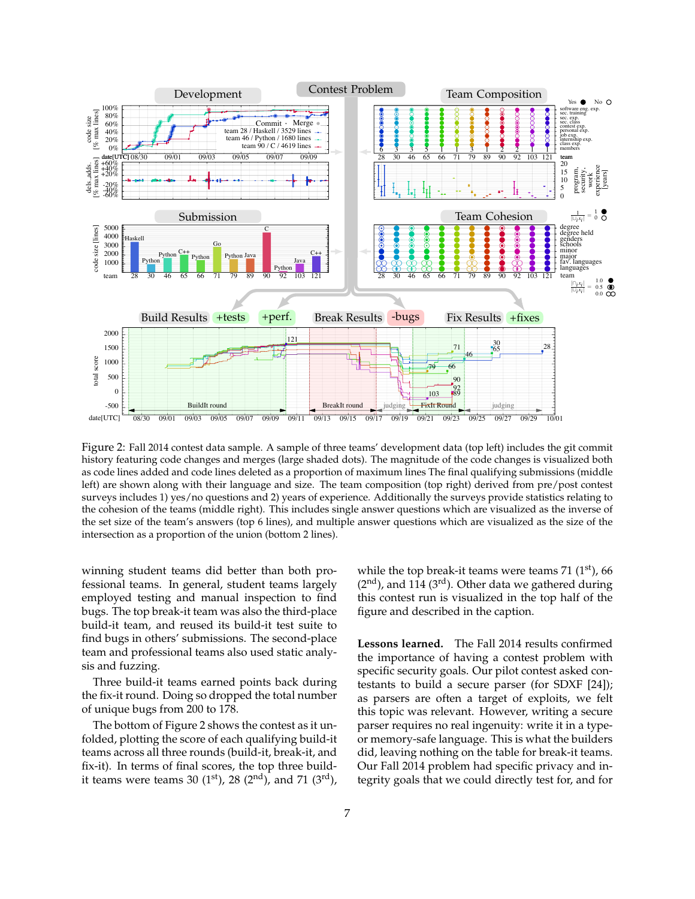Figure 2: Fall 2014 contest data sample. A sample of three teams' development data (top left) includes the git commit history featuring code changes and merges (large shaded dots). The magnitude of the code changes is visualized both as code lines added and code lines deleted as a proportion of maximum lines The final qualifying submissions (middle left) are shown along with their language and size. The team composition (top right) derived from pre/post contest surveys includes 1) yes/no questions and 2) years of experience. Additionally the surveys provide statistics relating to the cohesion of the teams (middle right). This includes single answer questions which are visualized as the inverse of the set size of the team's answers (top 6 lines), and multiple answer questions which are visualized as the size of the intersection as a proportion of the union (bottom 2 lines).

winning student teams did better than both professional teams. In general, student teams largely employed testing and manual inspection to find bugs. The top break-it team was also the third-place build-it team, and reused its build-it test suite to find bugs in others' submissions. The second-place team and professional teams also used static analysis and fuzzing.

Three build-it teams earned points back during the fix-it round. Doing so dropped the total number of unique bugs from 200 to 178.

The bottom of Figure 2 shows the contest as it unfolded, plotting the score of each qualifying build-it teams across all three rounds (build-it, break-it, and fix-it). In terms of final scores, the top three build-it teams were teams 30 (1st), 28 (2nd), and 71 (3rd), while the top break-it teams were teams 71 (1st), 66 (2nd), and 114 (3rd). Other data we gathered during this contest run is visualized in the top half of the figure and described in the caption.

**Lessons learned.** The Fall 2014 results confirmed the importance of having a contest problem with specific security goals. Our pilot contest asked contestants to build a secure parser (for SDXF [24]); as parsers are often a target of exploits, we felt this topic was relevant. However, writing a secure parser requires no real ingenuity: write it in a type- or memory-safe language. This is what the builders did, leaving nothing on the table for break-it teams. Our Fall 2014 problem had specific privacy and integrity goals that we could directly test for, and for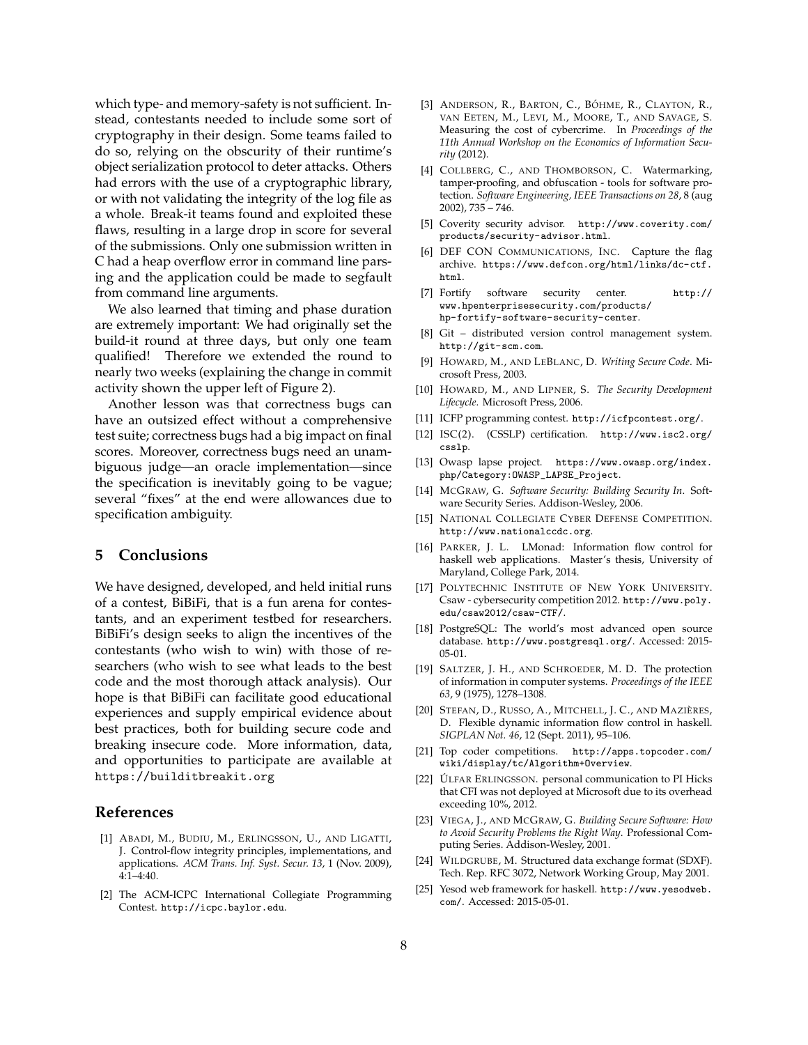which type- and memory-safety is not sufficient. Instead, contestants needed to include some sort of cryptography in their design. Some teams failed to do so, relying on the obscurity of their runtime's object serialization protocol to deter attacks. Others had errors with the use of a cryptographic library, or with not validating the integrity of the log file as a whole. Break-it teams found and exploited these flaws, resulting in a large drop in score for several of the submissions. Only one submission written in C had a heap overflow error in command line parsing and the application could be made to segfault from command line arguments.

We also learned that timing and phase duration are extremely important: We had originally set the build-it round at three days, but only one team qualified! Therefore we extended the round to nearly two weeks (explaining the change in commit activity shown the upper left of Figure 2).

Another lesson was that correctness bugs can have an outsized effect without a comprehensive test suite; correctness bugs had a big impact on final scores. Moreover, correctness bugs need an unambiguous judge—an oracle implementation—since the specification is inevitably going to be vague; several "fixes" at the end were allowances due to specification ambiguity.

## 5 Conclusions

We have designed, developed, and held initial runs of a contest, BiBiFi, that is a fun arena for contestants, and an experiment testbed for researchers. BiBiFi's design seeks to align the incentives of the contestants (who wish to win) with those of researchers (who wish to see what leads to the best code and the most thorough attack analysis). Our hope is that BiBiFi can facilitate good educational experiences and supply empirical evidence about best practices, both for building secure code and breaking insecure code. More information, data, and opportunities to participate are available at https://builditbreakit.org

## References

[1] Abadi, M., Budiu, M., Erlingsson, U., and Ligatti, J. Control-flow integrity principles, implementations, and applications. *ACM Trans. Inf. Syst. Secur. 13*, 1 (Nov. 2009), 4:1–4:40.

[2] The ACM-ICPC International Collegiate Programming Contest. http://icpc.baylor.edu.

[3] Anderson, R., Barton, C., Böhme, R., Clayton, R., van Eeten, M., Levi, M., Moore, T., and Savage, S. Measuring the cost of cybercrime. In *Proceedings of the 11th Annual Workshop on the Economics of Information Security* (2012).

[4] Collberg, C., and Thomborson, C. Watermarking, tamper-proofing, and obfuscation - tools for software protection. *Software Engineering, IEEE Transactions on 28*, 8 (aug 2002), 735 – 746.

[5] Coverity security advisor. http://www.coverity.com/products/security-advisor.html.

[6] DEF CON Communications, Inc. Capture the flag archive. https://www.defcon.org/html/links/dc-ctf.html.

[7] Fortify software security center. http://www.hpenterprisesecurity.com/products/hp-fortify-software-security-center.

[8] Git – distributed version control management system. http://git-scm.com.

[9] Howard, M., and LeBlanc, D. *Writing Secure Code*. Microsoft Press, 2003.

[10] Howard, M., and Lipner, S. *The Security Development Lifecycle*. Microsoft Press, 2006.

[11] ICFP programming contest. http://icfpcontest.org/.

[12] ISC(2). (CSSLP) certification. http://www.isc2.org/csslp.

[13] Owasp lapse project. https://www.owasp.org/index.php/Category:OWASP_LAPSE_Project.

[14] McGraw, G. *Software Security: Building Security In*. Software Security Series. Addison-Wesley, 2006.

[15] National Collegiate Cyber Defense Competition. http://www.nationalccdc.org.

[16] Parker, J. L. LMonad: Information flow control for haskell web applications. Master's thesis, University of Maryland, College Park, 2014.

[17] Polytechnic Institute of New York University. Csaw - cybersecurity competition 2012. http://www.poly.edu/csaw2012/csaw-CTF/.

[18] PostgreSQL: The world's most advanced open source database. http://www.postgresql.org/. Accessed: 2015-05-01.

[19] Saltzer, J. H., and Schroeder, M. D. The protection of information in computer systems. *Proceedings of the IEEE 63*, 9 (1975), 1278–1308.

[20] Stefan, D., Russo, A., Mitchell, J. C., and Mazières, D. Flexible dynamic information flow control in haskell. *SIGPLAN Not. 46*, 12 (Sept. 2011), 95–106.

[21] Top coder competitions. http://apps.topcoder.com/wiki/display/tc/Algorithm+Overview.

[22] Úlfar Erlingsson. personal communication to PI Hicks that CFI was not deployed at Microsoft due to its overhead exceeding 10%, 2012.

[23] Viega, J., and McGraw, G. *Building Secure Software: How to Avoid Security Problems the Right Way*. Professional Computing Series. Addison-Wesley, 2001.

[24] Wildgrube, M. Structured data exchange format (SDXF). Tech. Rep. RFC 3072, Network Working Group, May 2001.

[25] Yesod web framework for haskell. http://www.yesodweb.com/. Accessed: 2015-05-01.